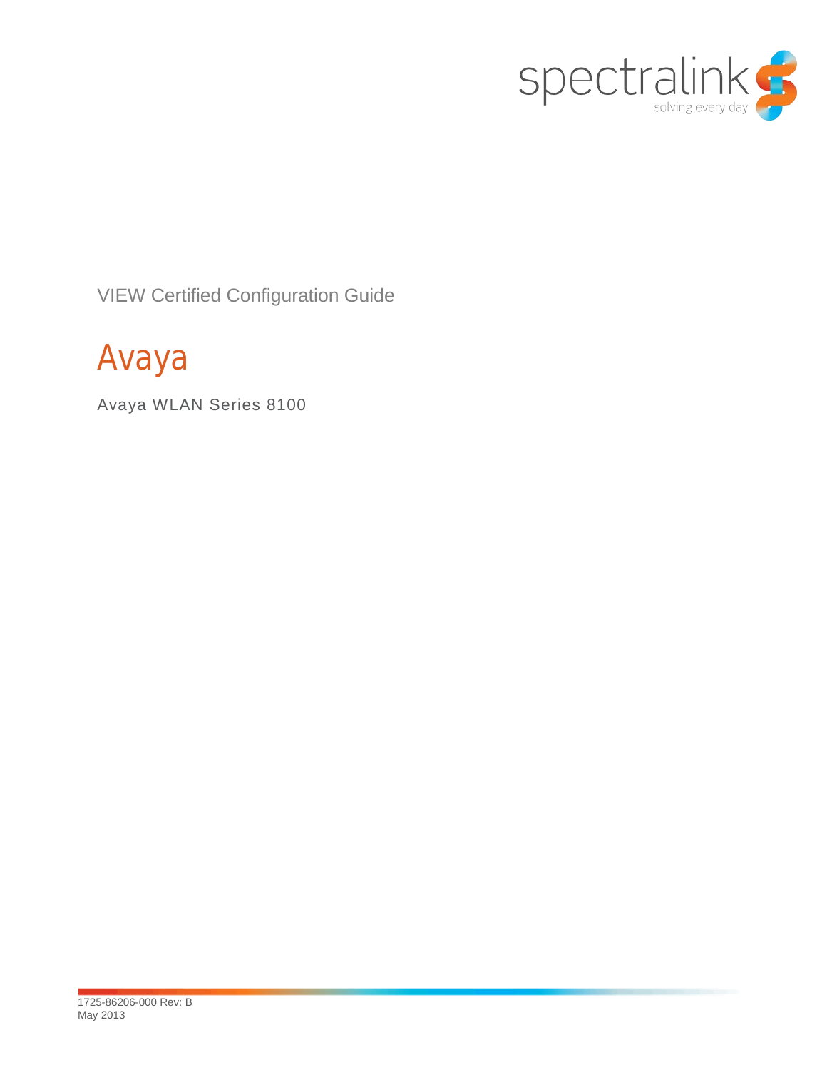VIEW Certified Configuration Guide

# Avaya

Avaya WLAN Series 8100

1725-86206-000 Rev: B
May 2013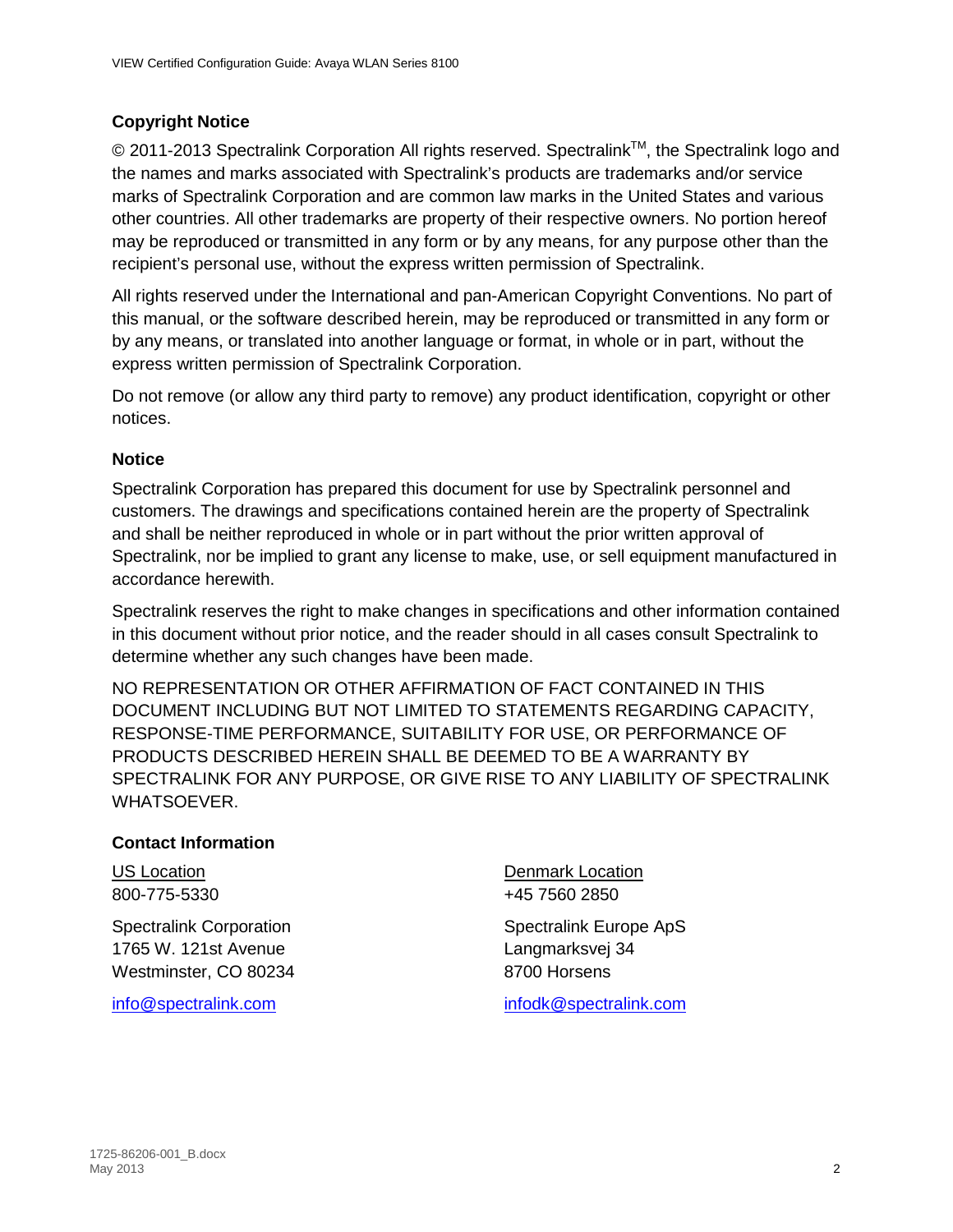## Copyright Notice

© 2011-2013 Spectralink Corporation All rights reserved. Spectralink™, the Spectralink logo and the names and marks associated with Spectralink's products are trademarks and/or service marks of Spectralink Corporation and are common law marks in the United States and various other countries. All other trademarks are property of their respective owners. No portion hereof may be reproduced or transmitted in any form or by any means, for any purpose other than the recipient's personal use, without the express written permission of Spectralink.

All rights reserved under the International and pan-American Copyright Conventions. No part of this manual, or the software described herein, may be reproduced or transmitted in any form or by any means, or translated into another language or format, in whole or in part, without the express written permission of Spectralink Corporation.

Do not remove (or allow any third party to remove) any product identification, copyright or other notices.

## Notice

Spectralink Corporation has prepared this document for use by Spectralink personnel and customers. The drawings and specifications contained herein are the property of Spectralink and shall be neither reproduced in whole or in part without the prior written approval of Spectralink, nor be implied to grant any license to make, use, or sell equipment manufactured in accordance herewith.

Spectralink reserves the right to make changes in specifications and other information contained in this document without prior notice, and the reader should in all cases consult Spectralink to determine whether any such changes have been made.

NO REPRESENTATION OR OTHER AFFIRMATION OF FACT CONTAINED IN THIS DOCUMENT INCLUDING BUT NOT LIMITED TO STATEMENTS REGARDING CAPACITY, RESPONSE-TIME PERFORMANCE, SUITABILITY FOR USE, OR PERFORMANCE OF PRODUCTS DESCRIBED HEREIN SHALL BE DEEMED TO BE A WARRANTY BY SPECTRALINK FOR ANY PURPOSE, OR GIVE RISE TO ANY LIABILITY OF SPECTRALINK WHATSOEVER.

## Contact Information

US Location
800-775-5330

Spectralink Corporation
1765 W. 121st Avenue
Westminster, CO 80234

info@spectralink.com

Denmark Location
+45 7560 2850

Spectralink Europe ApS
Langmarksvej 34
8700 Horsens

infodk@spectralink.com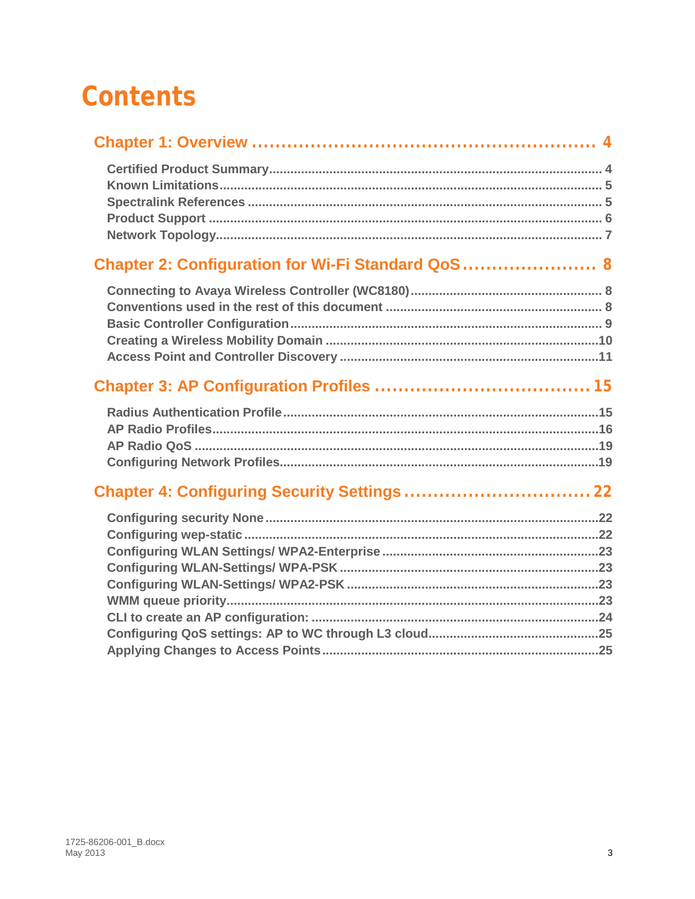# Contents

**Chapter 1: Overview ........................................................ 4**

- Certified Product Summary ........................................................ 4
- Known Limitations ........................................................ 5
- Spectralink References ........................................................ 5
- Product Support ........................................................ 6
- Network Topology ........................................................ 7

**Chapter 2: Configuration for Wi-Fi Standard QoS ........................ 8**

- Connecting to Avaya Wireless Controller (WC8180) ........................................ 8
- Conventions used in the rest of this document ........................................ 8
- Basic Controller Configuration ........................................................ 9
- Creating a Wireless Mobility Domain ........................................................ 10
- Access Point and Controller Discovery ........................................................ 11

**Chapter 3: AP Configuration Profiles ........................................ 15**

- Radius Authentication Profile ........................................................ 15
- AP Radio Profiles ........................................................ 16
- AP Radio QoS ........................................................ 19
- Configuring Network Profiles ........................................................ 19

**Chapter 4: Configuring Security Settings ................................ 22**

- Configuring security None ........................................................ 22
- Configuring wep-static ........................................................ 22
- Configuring WLAN Settings/ WPA2-Enterprise ........................................ 23
- Configuring WLAN-Settings/ WPA-PSK ........................................ 23
- Configuring WLAN-Settings/ WPA2-PSK ........................................ 23
- WMM queue priority ........................................................ 23
- CLI to create an AP configuration: ........................................................ 24
- Configuring QoS settings: AP to WC through L3 cloud ........................................ 25
- Applying Changes to Access Points ........................................................ 25

1725-86206-001_B.docx
May 2013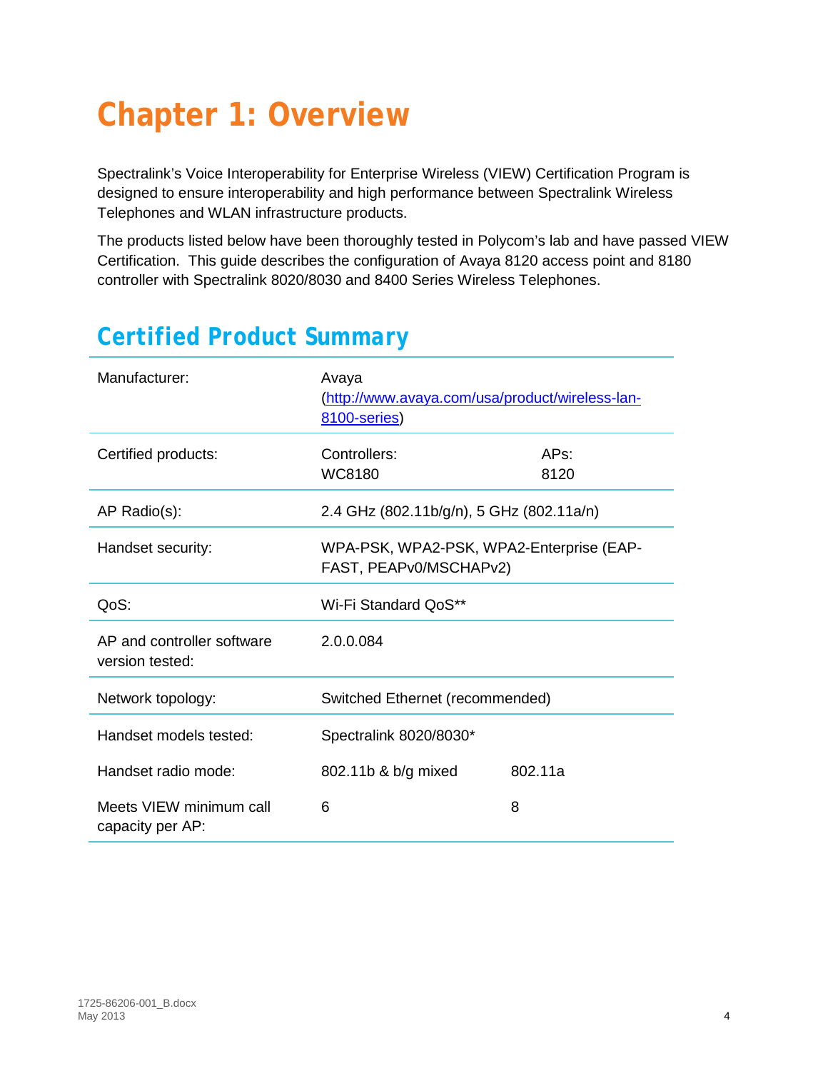# Chapter 1: Overview

Spectralink's Voice Interoperability for Enterprise Wireless (VIEW) Certification Program is designed to ensure interoperability and high performance between Spectralink Wireless Telephones and WLAN infrastructure products.

The products listed below have been thoroughly tested in Polycom's lab and have passed VIEW Certification. This guide describes the configuration of Avaya 8120 access point and 8180 controller with Spectralink 8020/8030 and 8400 Series Wireless Telephones.

## Certified Product Summary

| | | |
|---|---|---|
| Manufacturer: | Avaya (http://www.avaya.com/usa/product/wireless-lan-8100-series) | |
| Certified products: | Controllers: WC8180 | APs: 8120 |
| AP Radio(s): | 2.4 GHz (802.11b/g/n), 5 GHz (802.11a/n) | |
| Handset security: | WPA-PSK, WPA2-PSK, WPA2-Enterprise (EAP-FAST, PEAPv0/MSCHAPv2) | |
| QoS: | Wi-Fi Standard QoS** | |
| AP and controller software version tested: | 2.0.0.084 | |
| Network topology: | Switched Ethernet (recommended) | |
| Handset models tested: | Spectralink 8020/8030* | |
| Handset radio mode: | 802.11b & b/g mixed | 802.11a |
| Meets VIEW minimum call capacity per AP: | 6 | 8 |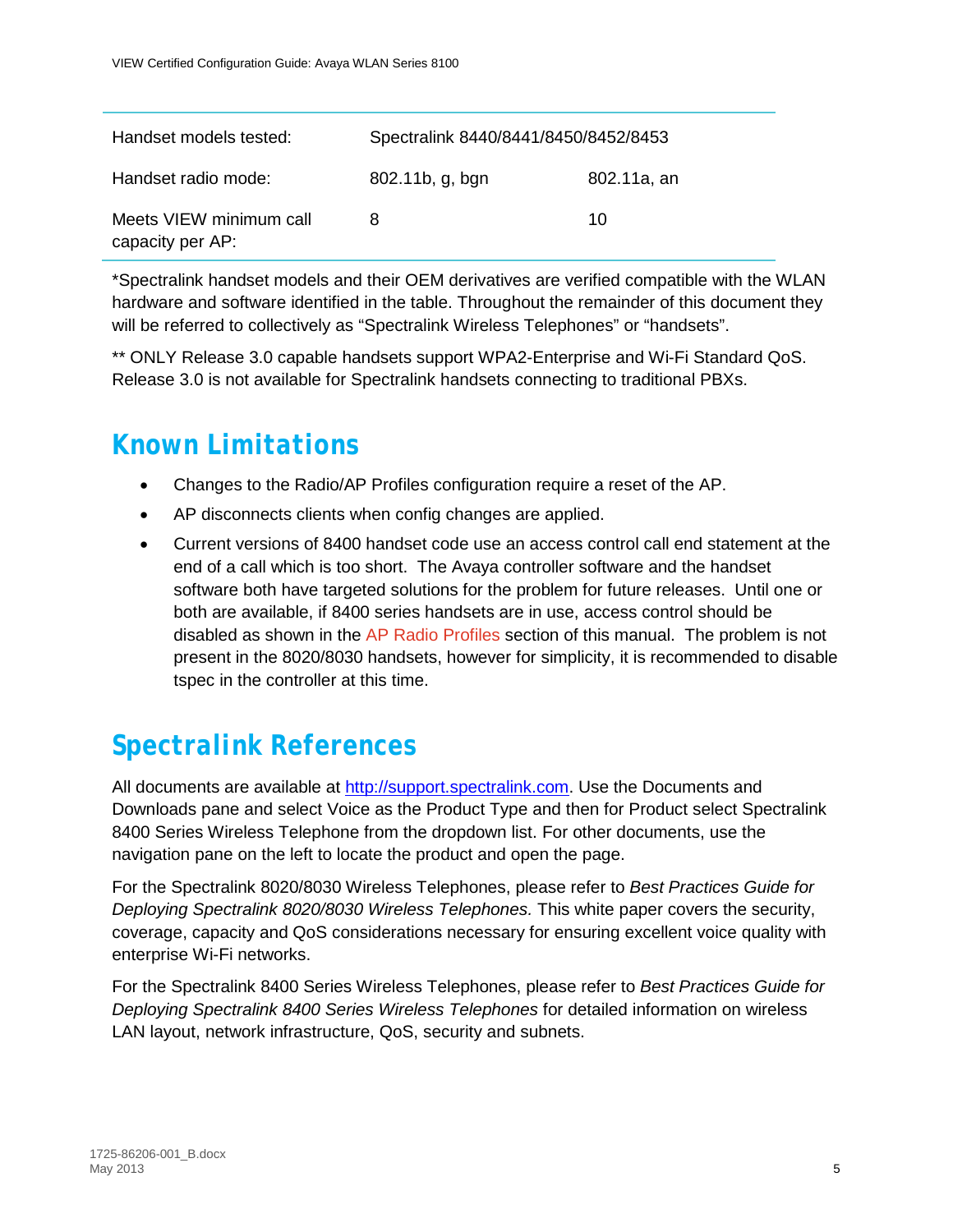| Handset models tested: | Spectralink 8440/8441/8450/8452/8453 | |
|---|---|---|
| Handset radio mode: | 802.11b, g, bgn | 802.11a, an |
| Meets VIEW minimum call capacity per AP: | 8 | 10 |

*Spectralink handset models and their OEM derivatives are verified compatible with the WLAN hardware and software identified in the table. Throughout the remainder of this document they will be referred to collectively as "Spectralink Wireless Telephones" or "handsets".

** ONLY Release 3.0 capable handsets support WPA2-Enterprise and Wi-Fi Standard QoS. Release 3.0 is not available for Spectralink handsets connecting to traditional PBXs.

## Known Limitations

- Changes to the Radio/AP Profiles configuration require a reset of the AP.
- AP disconnects clients when config changes are applied.
- Current versions of 8400 handset code use an access control call end statement at the end of a call which is too short. The Avaya controller software and the handset software both have targeted solutions for the problem for future releases. Until one or both are available, if 8400 series handsets are in use, access control should be disabled as shown in the AP Radio Profiles section of this manual. The problem is not present in the 8020/8030 handsets, however for simplicity, it is recommended to disable tspec in the controller at this time.

## Spectralink References

All documents are available at http://support.spectralink.com. Use the Documents and Downloads pane and select Voice as the Product Type and then for Product select Spectralink 8400 Series Wireless Telephone from the dropdown list. For other documents, use the navigation pane on the left to locate the product and open the page.

For the Spectralink 8020/8030 Wireless Telephones, please refer to *Best Practices Guide for Deploying Spectralink 8020/8030 Wireless Telephones.* This white paper covers the security, coverage, capacity and QoS considerations necessary for ensuring excellent voice quality with enterprise Wi-Fi networks.

For the Spectralink 8400 Series Wireless Telephones, please refer to *Best Practices Guide for Deploying Spectralink 8400 Series Wireless Telephones* for detailed information on wireless LAN layout, network infrastructure, QoS, security and subnets.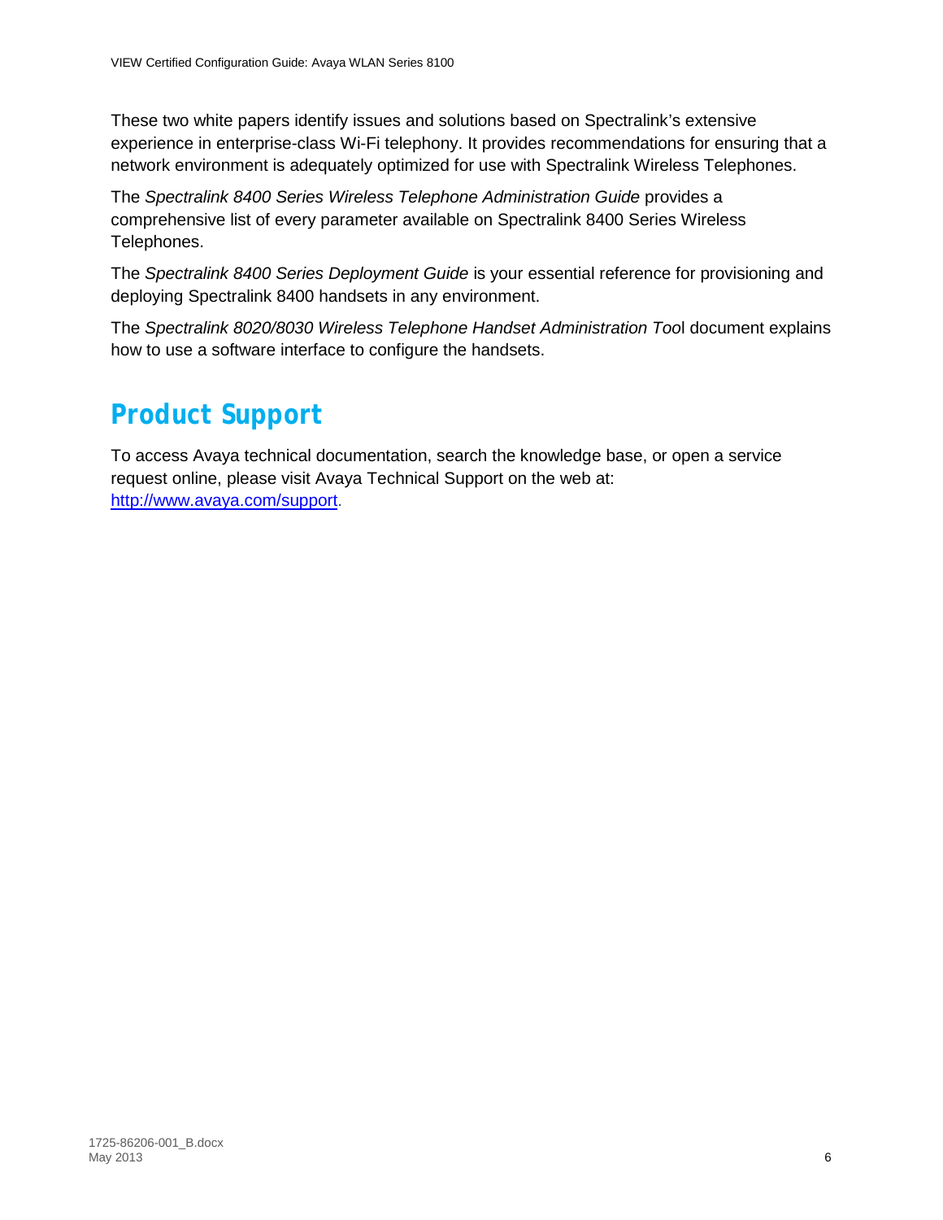These two white papers identify issues and solutions based on Spectralink's extensive experience in enterprise-class Wi-Fi telephony. It provides recommendations for ensuring that a network environment is adequately optimized for use with Spectralink Wireless Telephones.

The *Spectralink 8400 Series Wireless Telephone Administration Guide* provides a comprehensive list of every parameter available on Spectralink 8400 Series Wireless Telephones.

The *Spectralink 8400 Series Deployment Guide* is your essential reference for provisioning and deploying Spectralink 8400 handsets in any environment.

The *Spectralink 8020/8030 Wireless Telephone Handset Administration Tool* document explains how to use a software interface to configure the handsets.

# Product Support

To access Avaya technical documentation, search the knowledge base, or open a service request online, please visit Avaya Technical Support on the web at: [http://www.avaya.com/support](http://www.avaya.com/support).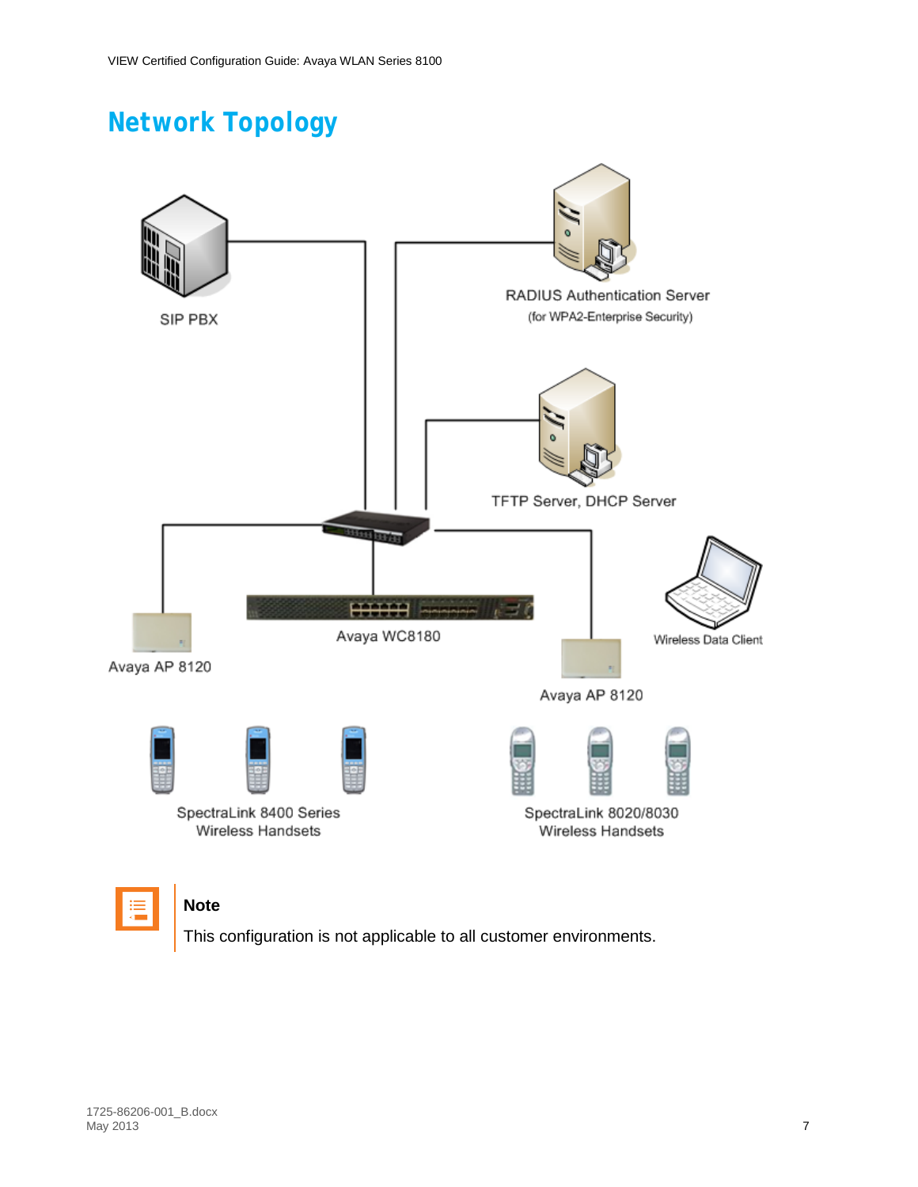# Network Topology

SIP PBX

RADIUS Authentication Server
(for WPA2-Enterprise Security)

TFTP Server, DHCP Server

Avaya AP 8120

Avaya WC8180

Avaya AP 8120

Wireless Data Client

SpectraLink 8400 Series Wireless Handsets

SpectraLink 8020/8030 Wireless Handsets

**Note**

This configuration is not applicable to all customer environments.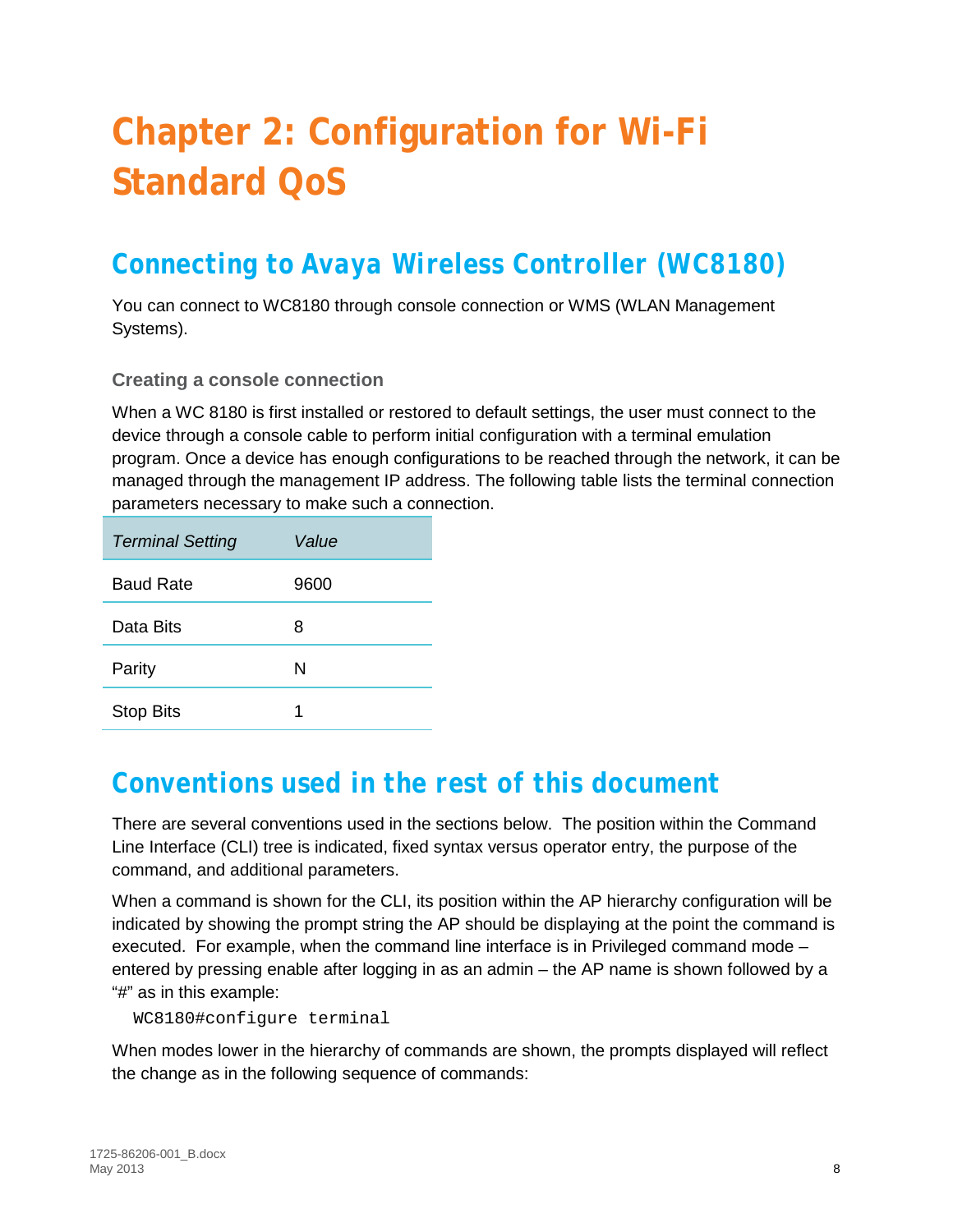# Chapter 2: Configuration for Wi-Fi Standard QoS

## Connecting to Avaya Wireless Controller (WC8180)

You can connect to WC8180 through console connection or WMS (WLAN Management Systems).

### Creating a console connection

When a WC 8180 is first installed or restored to default settings, the user must connect to the device through a console cable to perform initial configuration with a terminal emulation program. Once a device has enough configurations to be reached through the network, it can be managed through the management IP address. The following table lists the terminal connection parameters necessary to make such a connection.

| *Terminal Setting* | *Value* |
|---|---|
| Baud Rate | 9600 |
| Data Bits | 8 |
| Parity | N |
| Stop Bits | 1 |

## Conventions used in the rest of this document

There are several conventions used in the sections below. The position within the Command Line Interface (CLI) tree is indicated, fixed syntax versus operator entry, the purpose of the command, and additional parameters.

When a command is shown for the CLI, its position within the AP hierarchy configuration will be indicated by showing the prompt string the AP should be displaying at the point the command is executed. For example, when the command line interface is in Privileged command mode – entered by pressing enable after logging in as an admin – the AP name is shown followed by a "#" as in this example:

```
WC8180#configure terminal
```

When modes lower in the hierarchy of commands are shown, the prompts displayed will reflect the change as in the following sequence of commands: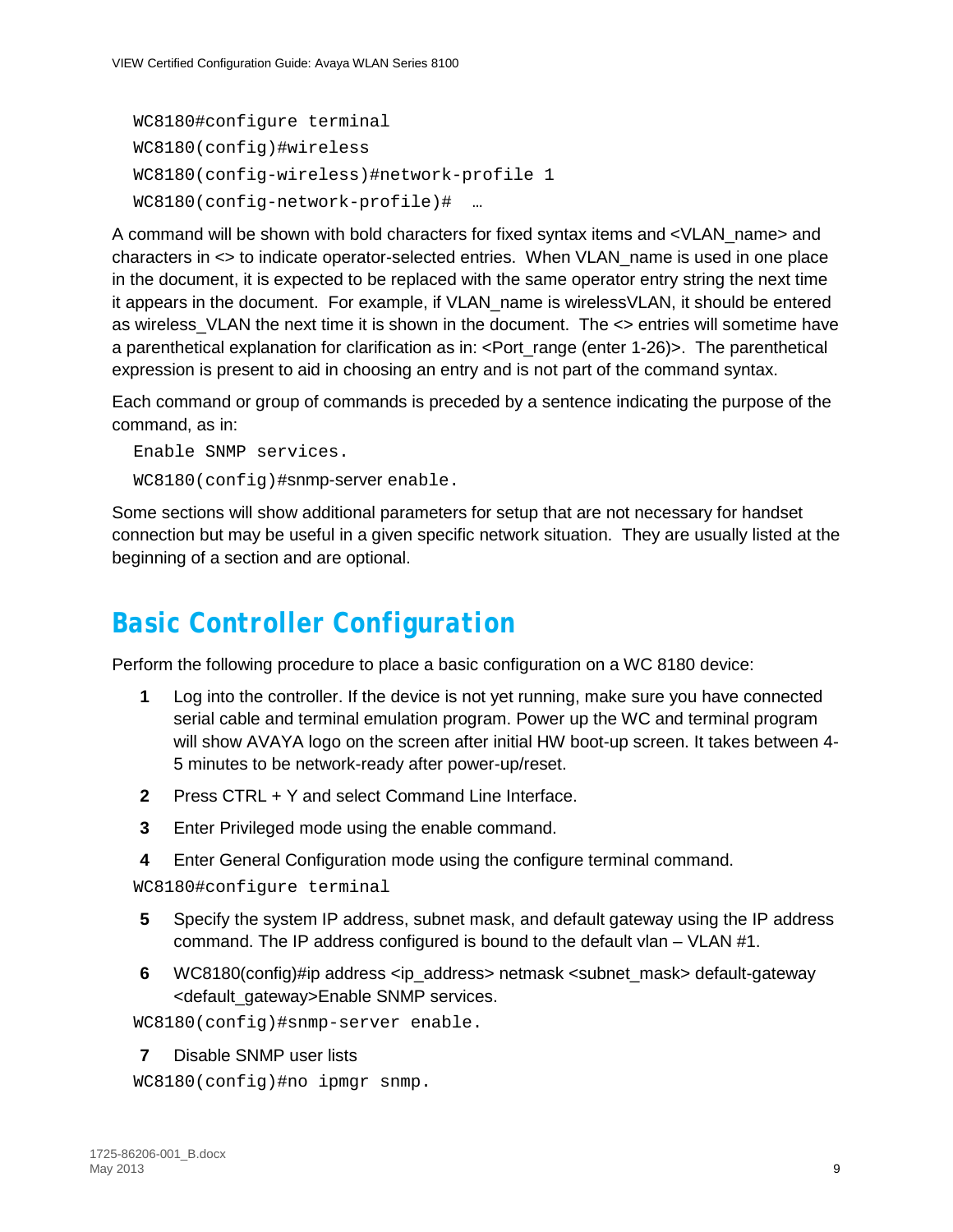```
WC8180#configure terminal
WC8180(config)#wireless
WC8180(config-wireless)#network-profile 1
WC8180(config-network-profile)#  …
```

A command will be shown with bold characters for fixed syntax items and <VLAN_name> and characters in <> to indicate operator-selected entries. When VLAN_name is used in one place in the document, it is expected to be replaced with the same operator entry string the next time it appears in the document. For example, if VLAN_name is wirelessVLAN, it should be entered as wireless_VLAN the next time it is shown in the document. The <> entries will sometime have a parenthetical explanation for clarification as in: <Port_range (enter 1-26)>. The parenthetical expression is present to aid in choosing an entry and is not part of the command syntax.

Each command or group of commands is preceded by a sentence indicating the purpose of the command, as in:

```
Enable SNMP services.
WC8180(config)#snmp-server enable.
```

Some sections will show additional parameters for setup that are not necessary for handset connection but may be useful in a given specific network situation. They are usually listed at the beginning of a section and are optional.

# Basic Controller Configuration

Perform the following procedure to place a basic configuration on a WC 8180 device:

1. Log into the controller. If the device is not yet running, make sure you have connected serial cable and terminal emulation program. Power up the WC and terminal program will show AVAYA logo on the screen after initial HW boot-up screen. It takes between 4-5 minutes to be network-ready after power-up/reset.
2. Press CTRL + Y and select Command Line Interface.
3. Enter Privileged mode using the enable command.
4. Enter General Configuration mode using the configure terminal command.

```
WC8180#configure terminal
```

5. Specify the system IP address, subnet mask, and default gateway using the IP address command. The IP address configured is bound to the default vlan – VLAN #1.
6. WC8180(config)#ip address <ip_address> netmask <subnet_mask> default-gateway <default_gateway>Enable SNMP services.

```
WC8180(config)#snmp-server enable.
```

7. Disable SNMP user lists

```
WC8180(config)#no ipmgr snmp.
```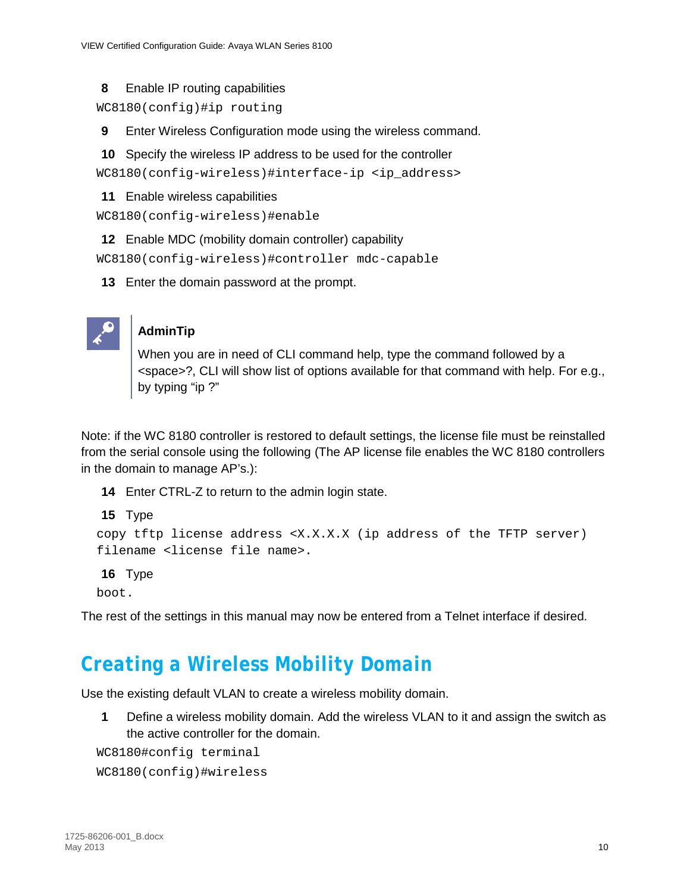8 Enable IP routing capabilities

```
WC8180(config)#ip routing
```

9 Enter Wireless Configuration mode using the wireless command.

10 Specify the wireless IP address to be used for the controller

```
WC8180(config-wireless)#interface-ip <ip_address>
```

11 Enable wireless capabilities

```
WC8180(config-wireless)#enable
```

12 Enable MDC (mobility domain controller) capability

```
WC8180(config-wireless)#controller mdc-capable
```

13 Enter the domain password at the prompt.

**AdminTip**

When you are in need of CLI command help, type the command followed by a <space>?, CLI will show list of options available for that command with help. For e.g., by typing "ip ?"

Note: if the WC 8180 controller is restored to default settings, the license file must be reinstalled from the serial console using the following (The AP license file enables the WC 8180 controllers in the domain to manage AP's.):

14 Enter CTRL-Z to return to the admin login state.

15 Type

```
copy tftp license address <X.X.X.X (ip address of the TFTP server) filename <license file name>.
```

16 Type

```
boot.
```

The rest of the settings in this manual may now be entered from a Telnet interface if desired.

## Creating a Wireless Mobility Domain

Use the existing default VLAN to create a wireless mobility domain.

1 Define a wireless mobility domain. Add the wireless VLAN to it and assign the switch as the active controller for the domain.

```
WC8180#config terminal
WC8180(config)#wireless
```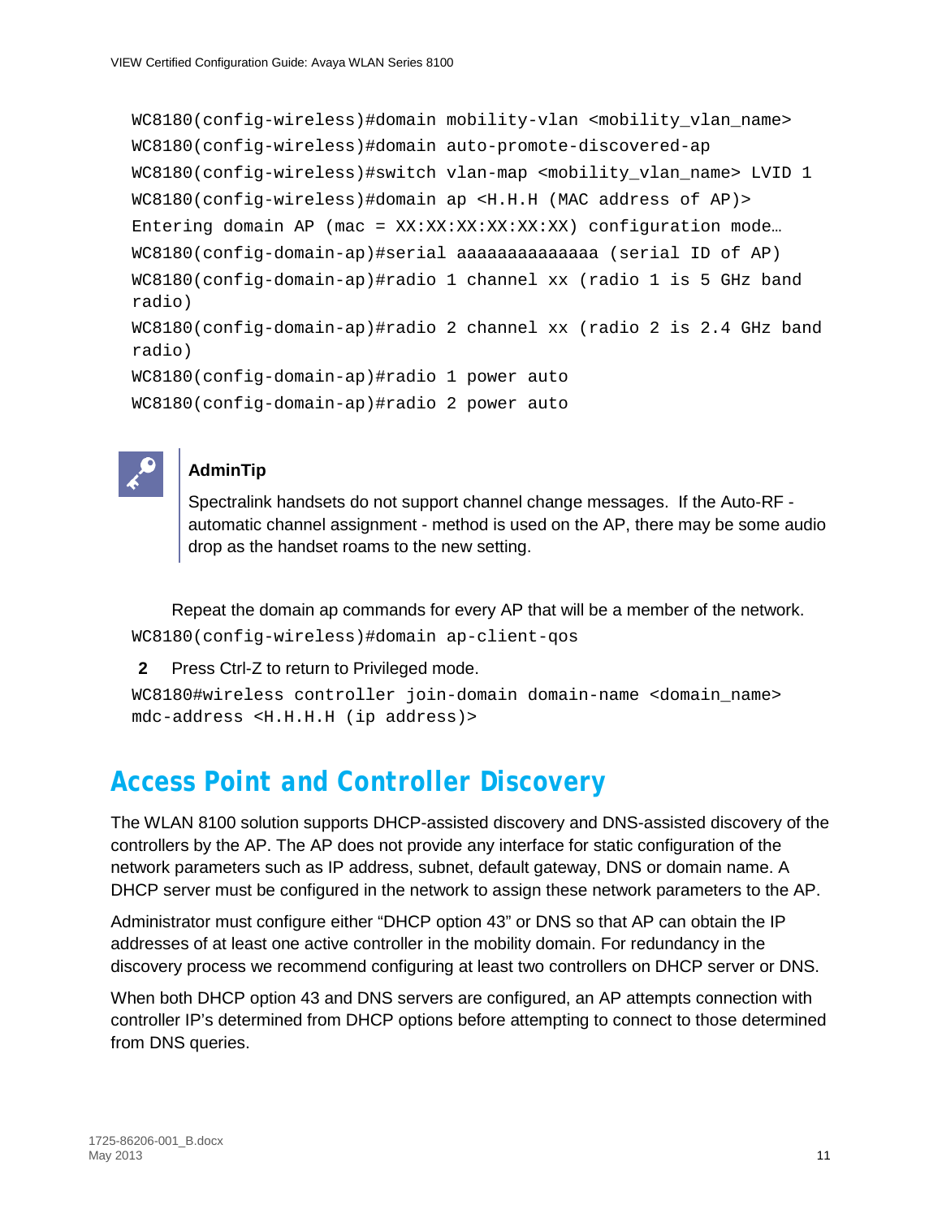```
WC8180(config-wireless)#domain mobility-vlan <mobility_vlan_name>
WC8180(config-wireless)#domain auto-promote-discovered-ap
WC8180(config-wireless)#switch vlan-map <mobility_vlan_name> LVID 1
WC8180(config-wireless)#domain ap <H.H.H (MAC address of AP)>
Entering domain AP (mac = XX:XX:XX:XX:XX:XX) configuration mode…
WC8180(config-domain-ap)#serial aaaaaaaaaaaaaa (serial ID of AP)
WC8180(config-domain-ap)#radio 1 channel xx (radio 1 is 5 GHz band radio)
WC8180(config-domain-ap)#radio 2 channel xx (radio 2 is 2.4 GHz band radio)
WC8180(config-domain-ap)#radio 1 power auto
WC8180(config-domain-ap)#radio 2 power auto
```

**AdminTip**

Spectralink handsets do not support channel change messages. If the Auto-RF - automatic channel assignment - method is used on the AP, there may be some audio drop as the handset roams to the new setting.

Repeat the domain ap commands for every AP that will be a member of the network.

```
WC8180(config-wireless)#domain ap-client-qos
```

**2** Press Ctrl-Z to return to Privileged mode.

```
WC8180#wireless controller join-domain domain-name <domain_name>
mdc-address <H.H.H.H (ip address)>
```

# Access Point and Controller Discovery

The WLAN 8100 solution supports DHCP-assisted discovery and DNS-assisted discovery of the controllers by the AP. The AP does not provide any interface for static configuration of the network parameters such as IP address, subnet, default gateway, DNS or domain name. A DHCP server must be configured in the network to assign these network parameters to the AP.

Administrator must configure either "DHCP option 43" or DNS so that AP can obtain the IP addresses of at least one active controller in the mobility domain. For redundancy in the discovery process we recommend configuring at least two controllers on DHCP server or DNS.

When both DHCP option 43 and DNS servers are configured, an AP attempts connection with controller IP's determined from DHCP options before attempting to connect to those determined from DNS queries.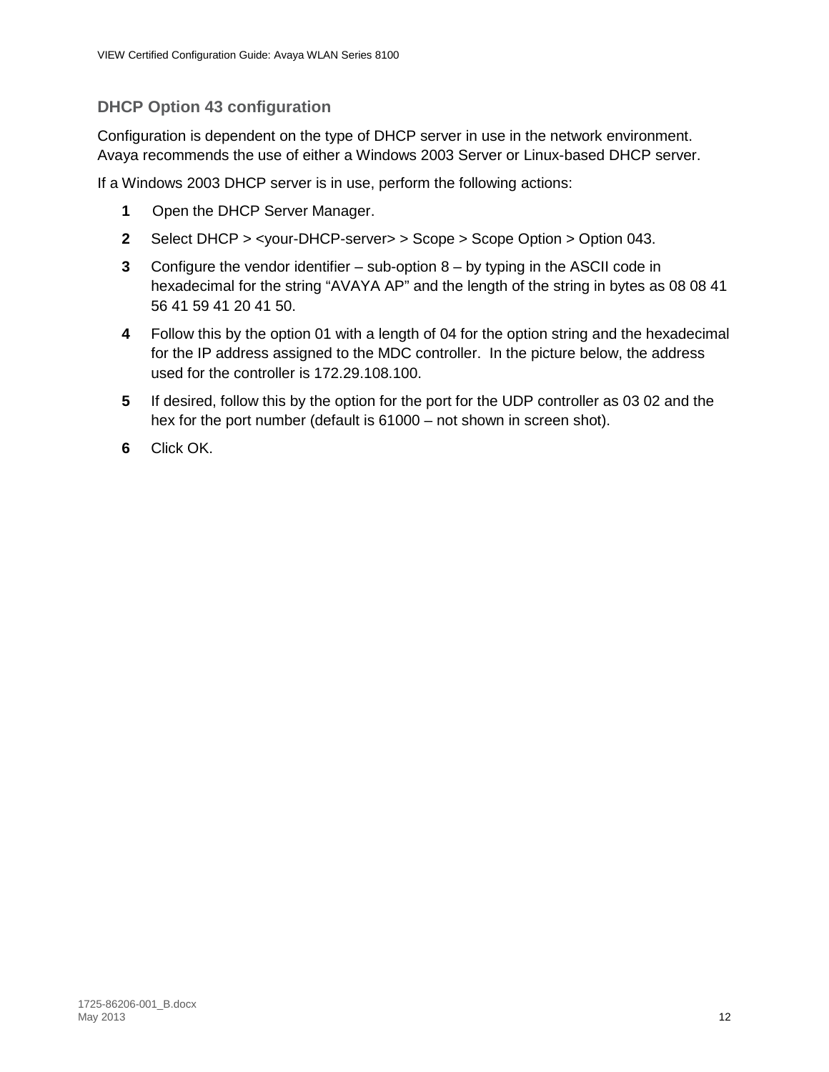## DHCP Option 43 configuration

Configuration is dependent on the type of DHCP server in use in the network environment. Avaya recommends the use of either a Windows 2003 Server or Linux-based DHCP server.

If a Windows 2003 DHCP server is in use, perform the following actions:

1. Open the DHCP Server Manager.
2. Select DHCP > <your-DHCP-server> > Scope > Scope Option > Option 043.
3. Configure the vendor identifier – sub-option 8 – by typing in the ASCII code in hexadecimal for the string “AVAYA AP” and the length of the string in bytes as 08 08 41 56 41 59 41 20 41 50.
4. Follow this by the option 01 with a length of 04 for the option string and the hexadecimal for the IP address assigned to the MDC controller.  In the picture below, the address used for the controller is 172.29.108.100.
5. If desired, follow this by the option for the port for the UDP controller as 03 02 and the hex for the port number (default is 61000 – not shown in screen shot).
6. Click OK.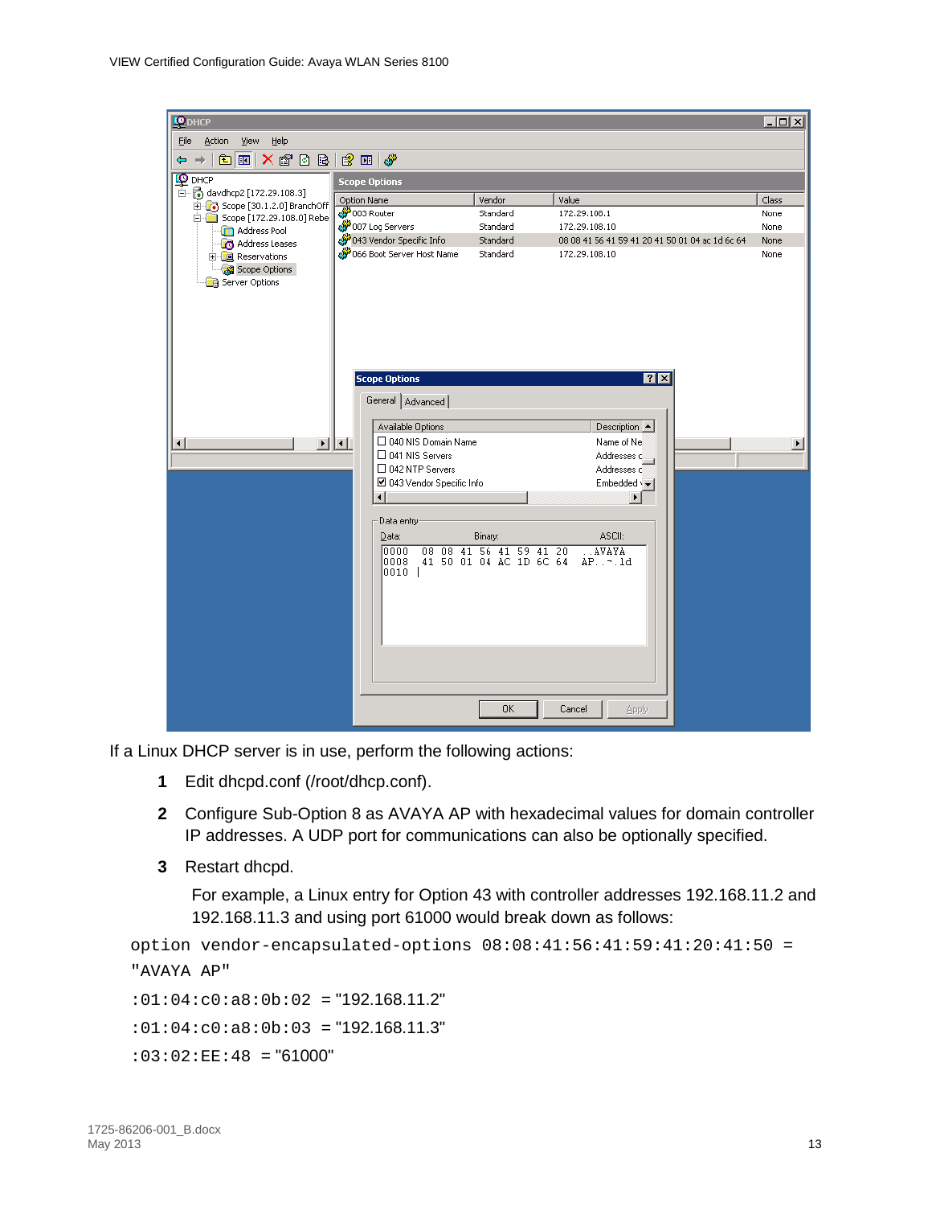If a Linux DHCP server is in use, perform the following actions:

1. Edit dhcpd.conf (/root/dhcp.conf).
2. Configure Sub-Option 8 as AVAYA AP with hexadecimal values for domain controller IP addresses. A UDP port for communications can also be optionally specified.
3. Restart dhcpd.

   For example, a Linux entry for Option 43 with controller addresses 192.168.11.2 and 192.168.11.3 and using port 61000 would break down as follows:

```
option vendor-encapsulated-options 08:08:41:56:41:59:41:20:41:50 =
"AVAYA AP"
:01:04:c0:a8:0b:02 = "192.168.11.2"
:01:04:c0:a8:0b:03 = "192.168.11.3"
:03:02:EE:48 = "61000"
```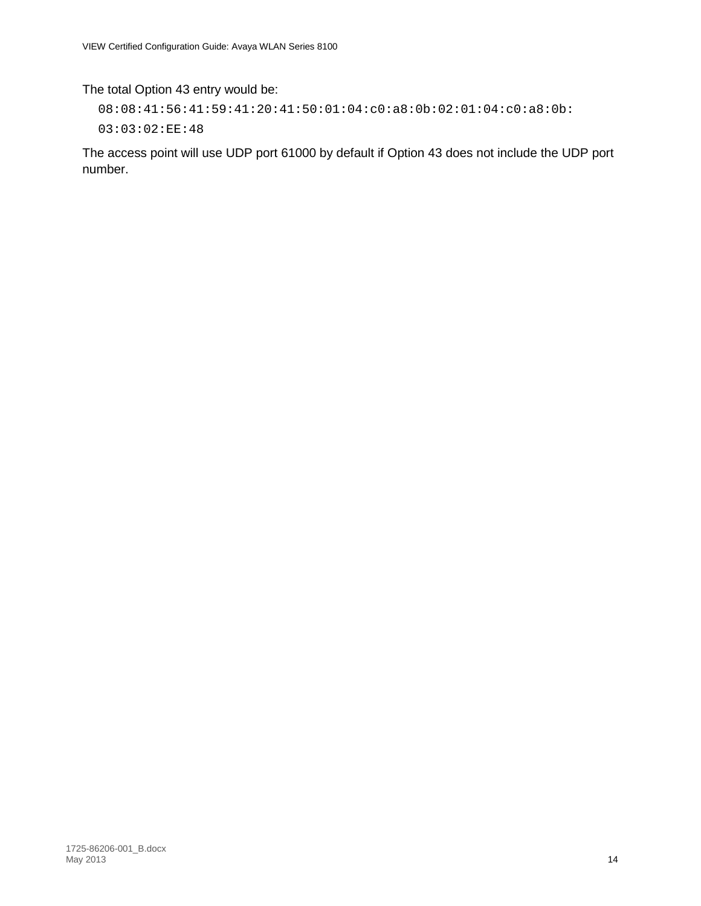The total Option 43 entry would be:

```
08:08:41:56:41:59:41:20:41:50:01:04:c0:a8:0b:02:01:04:c0:a8:0b:
03:03:02:EE:48
```

The access point will use UDP port 61000 by default if Option 43 does not include the UDP port number.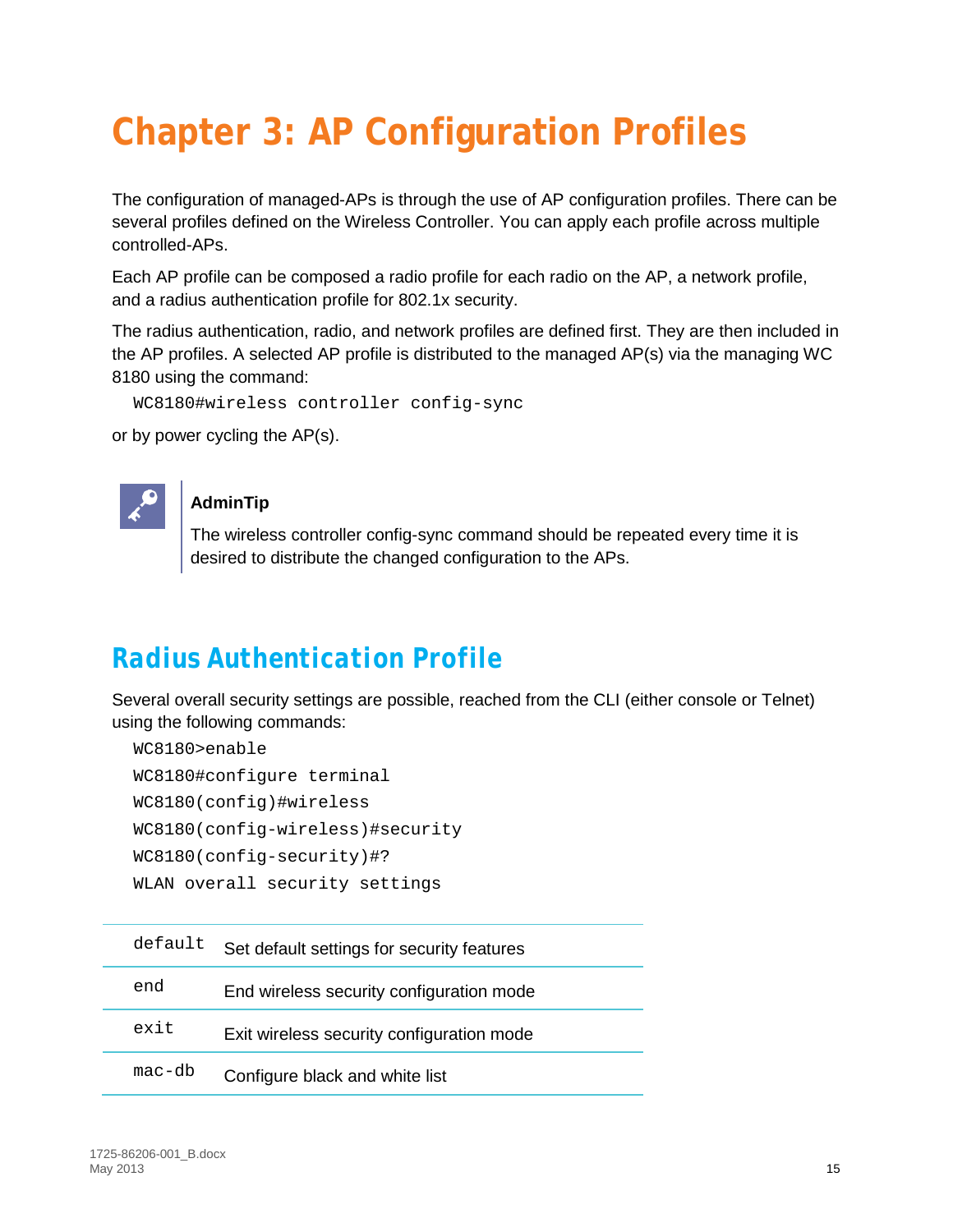# Chapter 3: AP Configuration Profiles

The configuration of managed-APs is through the use of AP configuration profiles. There can be several profiles defined on the Wireless Controller. You can apply each profile across multiple controlled-APs.

Each AP profile can be composed a radio profile for each radio on the AP, a network profile, and a radius authentication profile for 802.1x security.

The radius authentication, radio, and network profiles are defined first. They are then included in the AP profiles. A selected AP profile is distributed to the managed AP(s) via the managing WC 8180 using the command:

```
WC8180#wireless controller config-sync
```

or by power cycling the AP(s).

> **AdminTip**
>
> The wireless controller config-sync command should be repeated every time it is desired to distribute the changed configuration to the APs.

## Radius Authentication Profile

Several overall security settings are possible, reached from the CLI (either console or Telnet) using the following commands:

```
WC8180>enable
WC8180#configure terminal
WC8180(config)#wireless
WC8180(config-wireless)#security
WC8180(config-security)#?
WLAN overall security settings
```

| | |
|---|---|
| `default` | Set default settings for security features |
| `end` | End wireless security configuration mode |
| `exit` | Exit wireless security configuration mode |
| `mac-db` | Configure black and white list |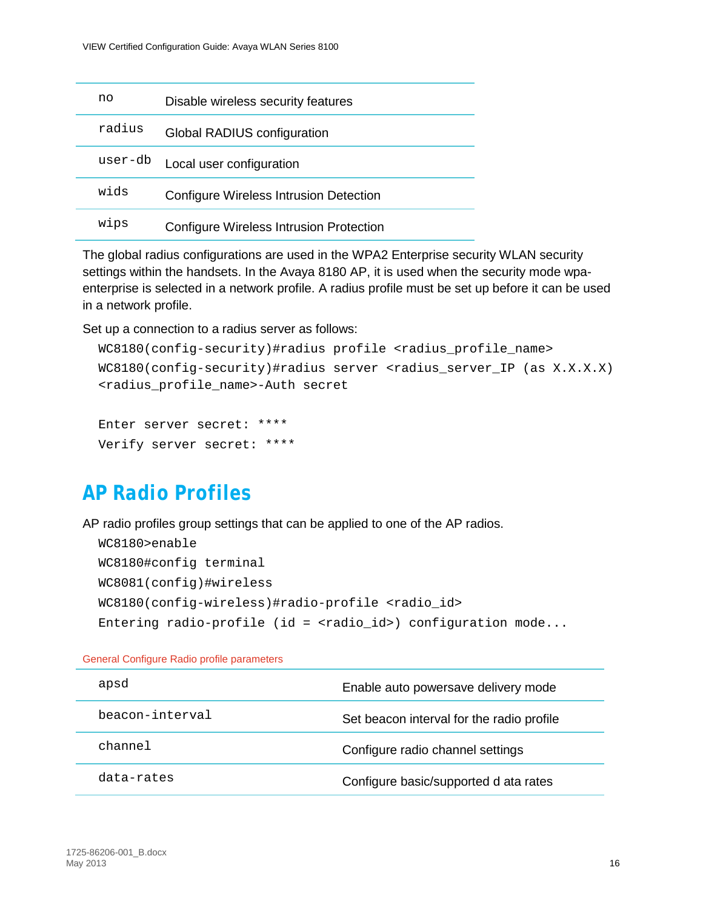| no | Disable wireless security features |
|---|---|
| radius | Global RADIUS configuration |
| user-db | Local user configuration |
| wids | Configure Wireless Intrusion Detection |
| wips | Configure Wireless Intrusion Protection |

The global radius configurations are used in the WPA2 Enterprise security WLAN security settings within the handsets. In the Avaya 8180 AP, it is used when the security mode wpa-enterprise is selected in a network profile. A radius profile must be set up before it can be used in a network profile.

Set up a connection to a radius server as follows:

```
WC8180(config-security)#radius profile <radius_profile_name>
WC8180(config-security)#radius server <radius_server_IP (as X.X.X.X)
<radius_profile_name>-Auth secret

Enter server secret: ****
Verify server secret: ****
```

## AP Radio Profiles

AP radio profiles group settings that can be applied to one of the AP radios.

```
WC8180>enable
WC8180#config terminal
WC8081(config)#wireless
WC8180(config-wireless)#radio-profile <radio_id>
Entering radio-profile (id = <radio_id>) configuration mode...
```

General Configure Radio profile parameters

| apsd | Enable auto powersave delivery mode |
|---|---|
| beacon-interval | Set beacon interval for the radio profile |
| channel | Configure radio channel settings |
| data-rates | Configure basic/supported d ata rates |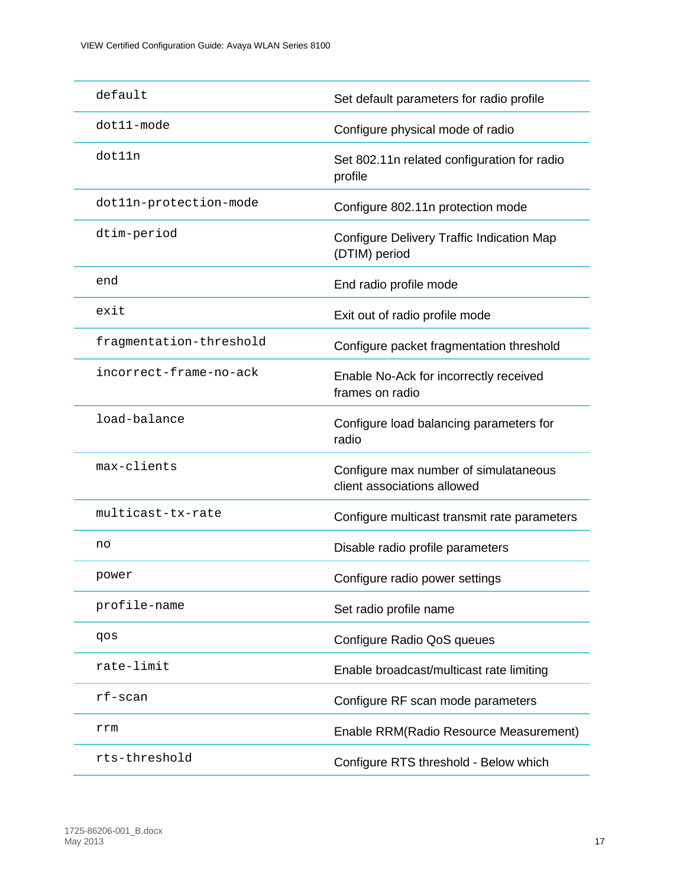| | |
|---|---|
| `default` | Set default parameters for radio profile |
| `dot11-mode` | Configure physical mode of radio |
| `dot11n` | Set 802.11n related configuration for radio profile |
| `dot11n-protection-mode` | Configure 802.11n protection mode |
| `dtim-period` | Configure Delivery Traffic Indication Map (DTIM) period |
| `end` | End radio profile mode |
| `exit` | Exit out of radio profile mode |
| `fragmentation-threshold` | Configure packet fragmentation threshold |
| `incorrect-frame-no-ack` | Enable No-Ack for incorrectly received frames on radio |
| `load-balance` | Configure load balancing parameters for radio |
| `max-clients` | Configure max number of simulataneous client associations allowed |
| `multicast-tx-rate` | Configure multicast transmit rate parameters |
| `no` | Disable radio profile parameters |
| `power` | Configure radio power settings |
| `profile-name` | Set radio profile name |
| `qos` | Configure Radio QoS queues |
| `rate-limit` | Enable broadcast/multicast rate limiting |
| `rf-scan` | Configure RF scan mode parameters |
| `rrm` | Enable RRM(Radio Resource Measurement) |
| `rts-threshold` | Configure RTS threshold - Below which |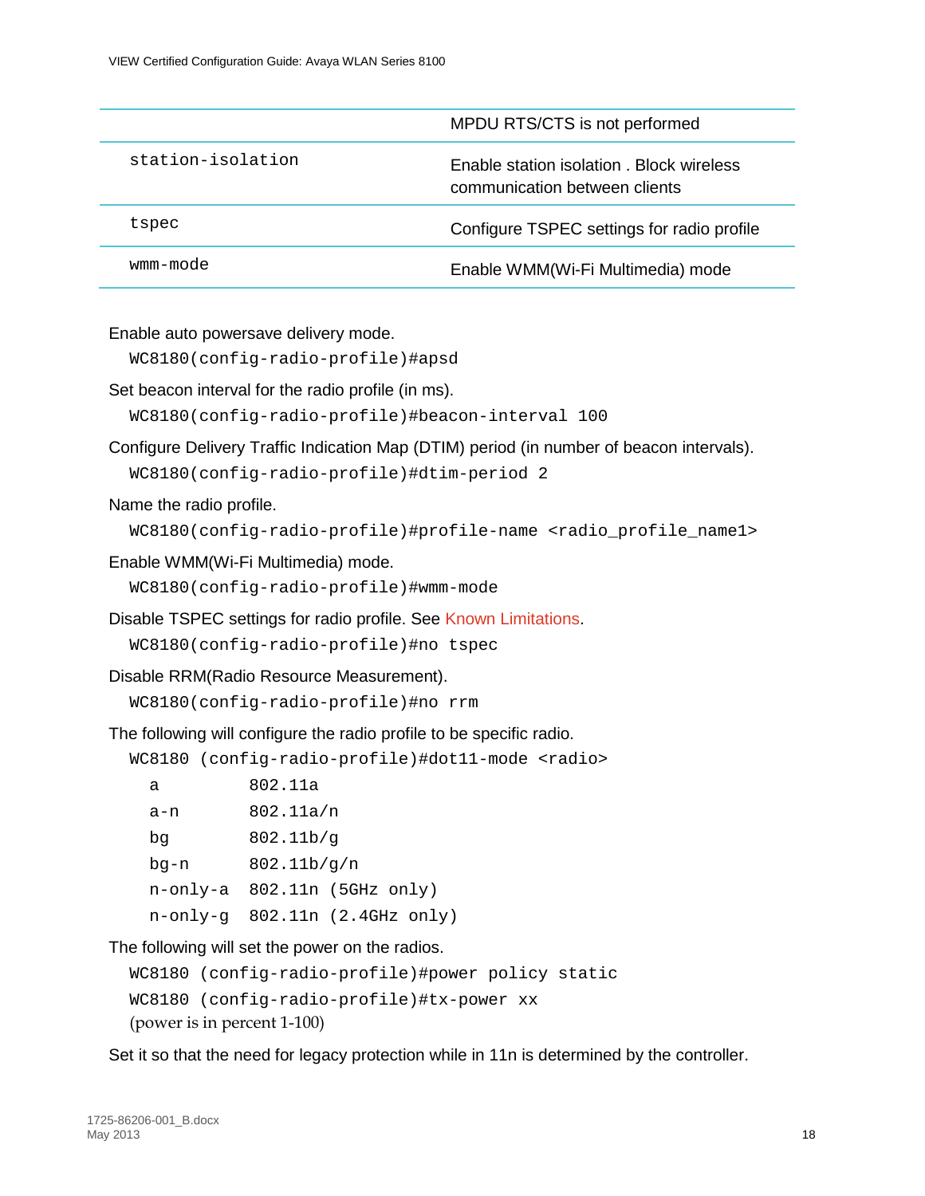| | |
|---|---|
| | MPDU RTS/CTS is not performed |
| `station-isolation` | Enable station isolation . Block wireless communication between clients |
| `tspec` | Configure TSPEC settings for radio profile |
| `wmm-mode` | Enable WMM(Wi-Fi Multimedia) mode |

Enable auto powersave delivery mode.

```
WC8180(config-radio-profile)#apsd
```

Set beacon interval for the radio profile (in ms).

```
WC8180(config-radio-profile)#beacon-interval 100
```

Configure Delivery Traffic Indication Map (DTIM) period (in number of beacon intervals).

```
WC8180(config-radio-profile)#dtim-period 2
```

Name the radio profile.

```
WC8180(config-radio-profile)#profile-name <radio_profile_name1>
```

Enable WMM(Wi-Fi Multimedia) mode.

```
WC8180(config-radio-profile)#wmm-mode
```

Disable TSPEC settings for radio profile. See Known Limitations.

```
WC8180(config-radio-profile)#no tspec
```

Disable RRM(Radio Resource Measurement).

```
WC8180(config-radio-profile)#no rrm
```

The following will configure the radio profile to be specific radio.

```
WC8180 (config-radio-profile)#dot11-mode <radio>
  a         802.11a
  a-n       802.11a/n
  bg        802.11b/g
  bg-n      802.11b/g/n
  n-only-a  802.11n (5GHz only)
  n-only-g  802.11n (2.4GHz only)
```

The following will set the power on the radios.

```
WC8180 (config-radio-profile)#power policy static
WC8180 (config-radio-profile)#tx-power xx
```

(power is in percent 1-100)

Set it so that the need for legacy protection while in 11n is determined by the controller.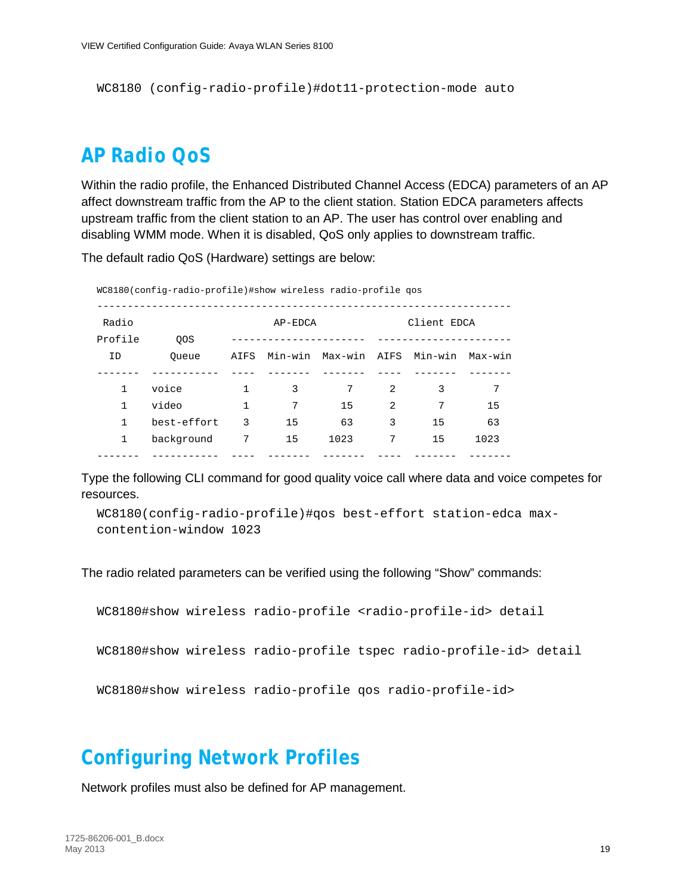```
WC8180 (config-radio-profile)#dot11-protection-mode auto
```

## AP Radio QoS

Within the radio profile, the Enhanced Distributed Channel Access (EDCA) parameters of an AP affect downstream traffic from the AP to the client station. Station EDCA parameters affects upstream traffic from the client station to an AP. The user has control over enabling and disabling WMM mode. When it is disabled, QoS only applies to downstream traffic.

The default radio QoS (Hardware) settings are below:

```
WC8180(config-radio-profile)#show wireless radio-profile qos

-------------------------------------------------------------------
 Radio                          AP-EDCA                 Client EDCA
Profile      QOS          ---------------------  ---------------------
  ID        Queue         AIFS  Min-win  Max-win  AIFS  Min-win  Max-win
-------  -----------  ----  -------  -------  ----  -------  -------
    1    voice           1       3        7      2       3        7
    1    video           1       7       15      2       7       15
    1    best-effort     3      15       63      3      15       63
    1    background      7      15     1023      7      15     1023
-------  -----------  ----  -------  -------  ----  -------  -------
```

Type the following CLI command for good quality voice call where data and voice competes for resources.

```
WC8180(config-radio-profile)#qos best-effort station-edca max-
contention-window 1023
```

The radio related parameters can be verified using the following “Show” commands:

```
WC8180#show wireless radio-profile <radio-profile-id> detail

WC8180#show wireless radio-profile tspec radio-profile-id> detail

WC8180#show wireless radio-profile qos radio-profile-id>
```

## Configuring Network Profiles

Network profiles must also be defined for AP management.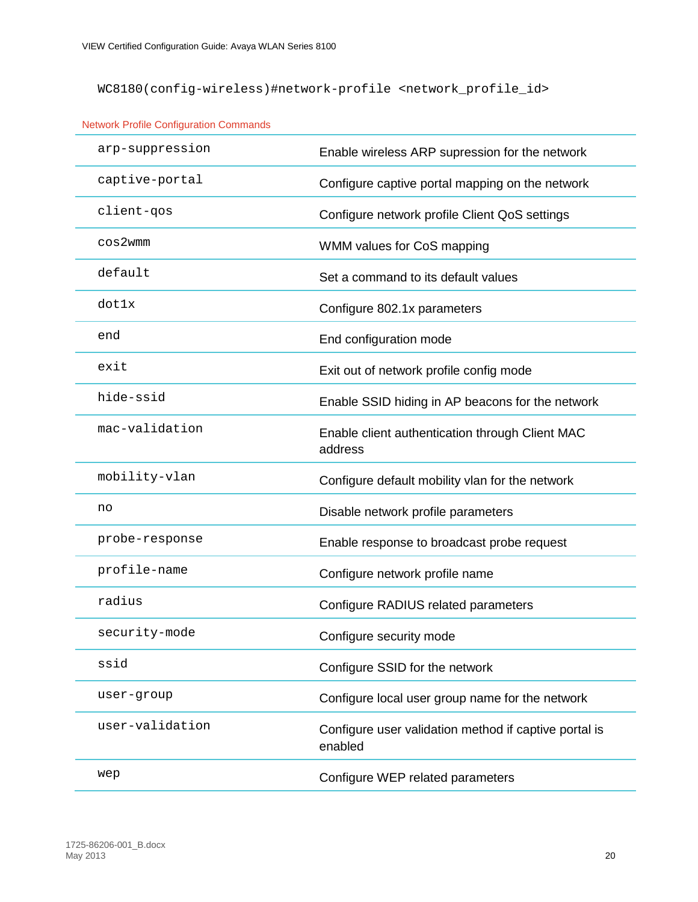```
WC8180(config-wireless)#network-profile <network_profile_id>
```

Network Profile Configuration Commands

| Command | Description |
|---|---|
| arp-suppression | Enable wireless ARP supression for the network |
| captive-portal | Configure captive portal mapping on the network |
| client-qos | Configure network profile Client QoS settings |
| cos2wmm | WMM values for CoS mapping |
| default | Set a command to its default values |
| dot1x | Configure 802.1x parameters |
| end | End configuration mode |
| exit | Exit out of network profile config mode |
| hide-ssid | Enable SSID hiding in AP beacons for the network |
| mac-validation | Enable client authentication through Client MAC address |
| mobility-vlan | Configure default mobility vlan for the network |
| no | Disable network profile parameters |
| probe-response | Enable response to broadcast probe request |
| profile-name | Configure network profile name |
| radius | Configure RADIUS related parameters |
| security-mode | Configure security mode |
| ssid | Configure SSID for the network |
| user-group | Configure local user group name for the network |
| user-validation | Configure user validation method if captive portal is enabled |
| wep | Configure WEP related parameters |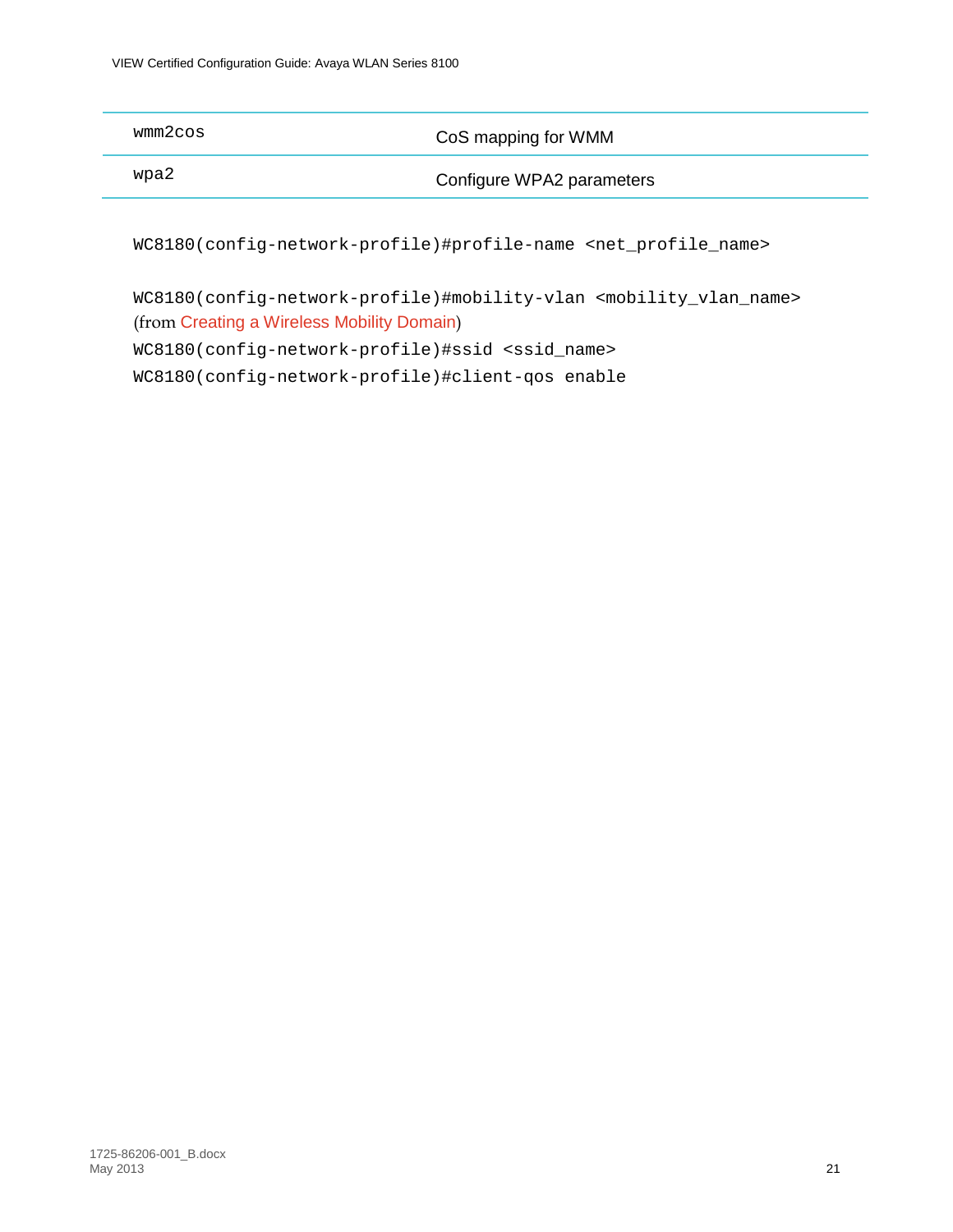| | |
|---|---|
| wmm2cos | CoS mapping for WMM |
| wpa2 | Configure WPA2 parameters |

```
WC8180(config-network-profile)#profile-name <net_profile_name>
```

```
WC8180(config-network-profile)#mobility-vlan <mobility_vlan_name>
```
(from Creating a Wireless Mobility Domain)

```
WC8180(config-network-profile)#ssid <ssid_name>
WC8180(config-network-profile)#client-qos enable
```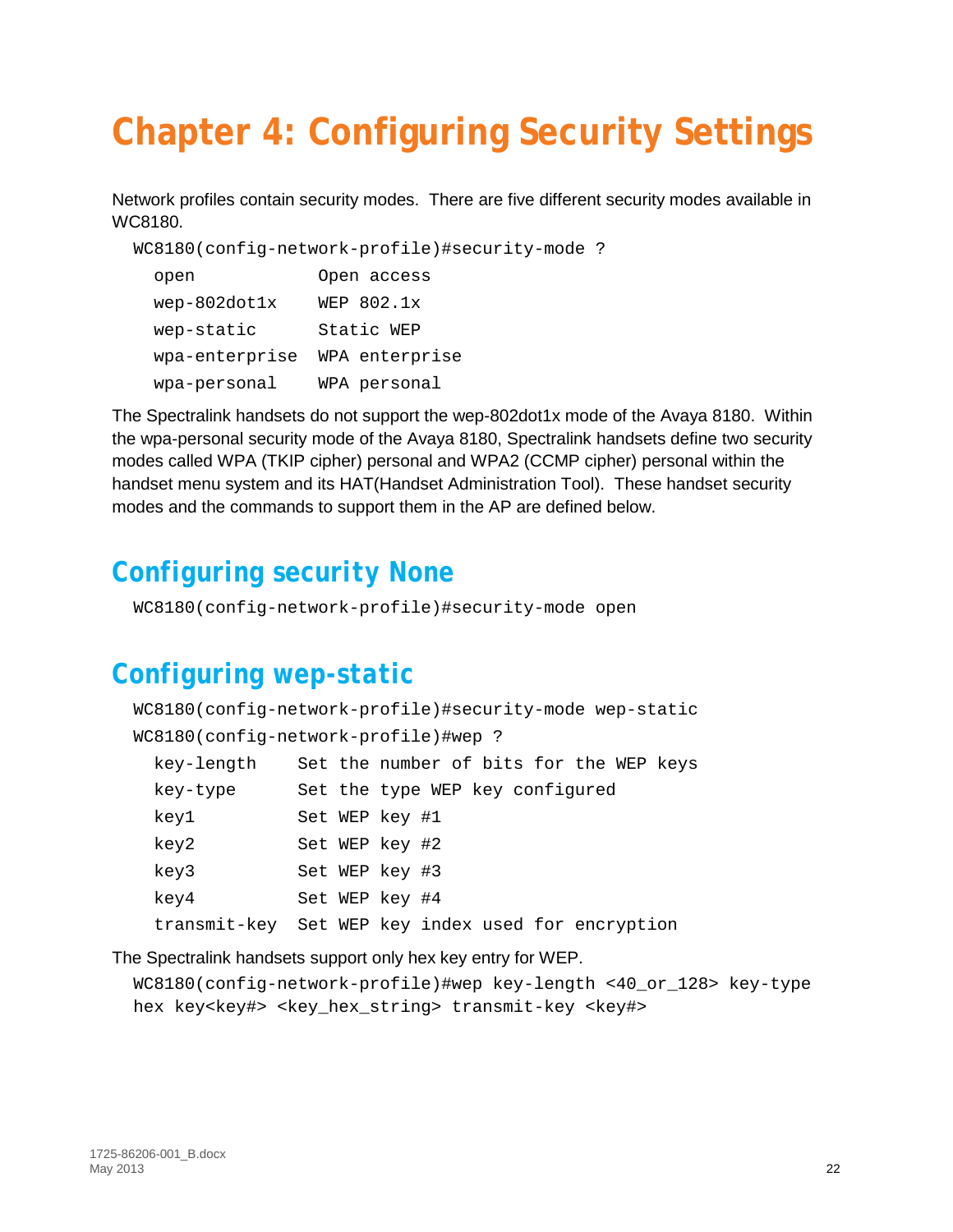# Chapter 4: Configuring Security Settings

Network profiles contain security modes. There are five different security modes available in WC8180.

```
WC8180(config-network-profile)#security-mode ?
  open            Open access
  wep-802dot1x    WEP 802.1x
  wep-static      Static WEP
  wpa-enterprise  WPA enterprise
  wpa-personal    WPA personal
```

The Spectralink handsets do not support the wep-802dot1x mode of the Avaya 8180. Within the wpa-personal security mode of the Avaya 8180, Spectralink handsets define two security modes called WPA (TKIP cipher) personal and WPA2 (CCMP cipher) personal within the handset menu system and its HAT(Handset Administration Tool). These handset security modes and the commands to support them in the AP are defined below.

## Configuring security None

```
WC8180(config-network-profile)#security-mode open
```

## Configuring wep-static

```
WC8180(config-network-profile)#security-mode wep-static
WC8180(config-network-profile)#wep ?
  key-length    Set the number of bits for the WEP keys
  key-type      Set the type WEP key configured
  key1          Set WEP key #1
  key2          Set WEP key #2
  key3          Set WEP key #3
  key4          Set WEP key #4
  transmit-key  Set WEP key index used for encryption
```

The Spectralink handsets support only hex key entry for WEP.

```
WC8180(config-network-profile)#wep key-length <40_or_128> key-type
hex key<key#> <key_hex_string> transmit-key <key#>
```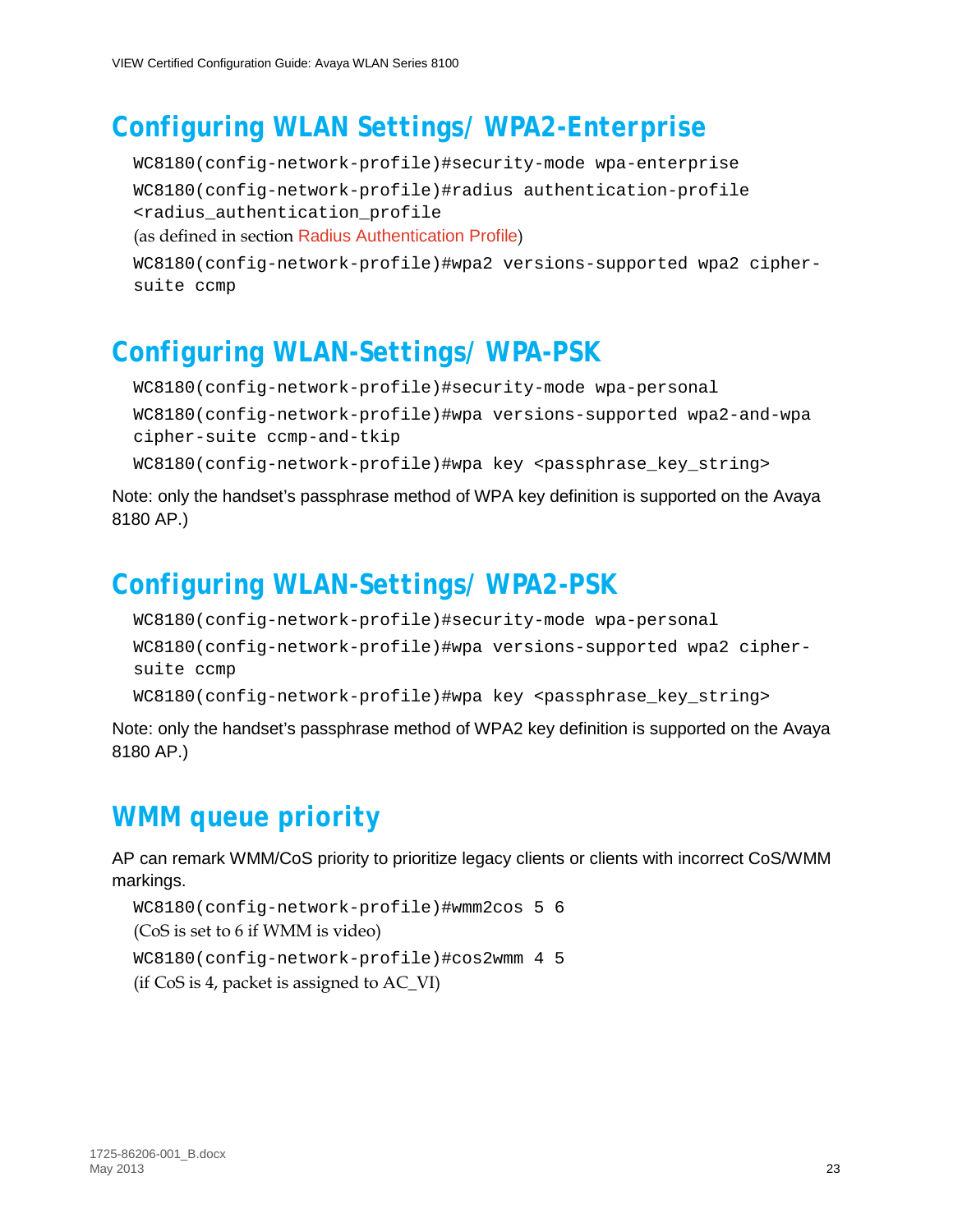## Configuring WLAN Settings/ WPA2-Enterprise

```
WC8180(config-network-profile)#security-mode wpa-enterprise
WC8180(config-network-profile)#radius authentication-profile
<radius_authentication_profile
```

(as defined in section Radius Authentication Profile)

```
WC8180(config-network-profile)#wpa2 versions-supported wpa2 cipher-
suite ccmp
```

## Configuring WLAN-Settings/ WPA-PSK

```
WC8180(config-network-profile)#security-mode wpa-personal
WC8180(config-network-profile)#wpa versions-supported wpa2-and-wpa
cipher-suite ccmp-and-tkip
WC8180(config-network-profile)#wpa key <passphrase_key_string>
```

Note: only the handset's passphrase method of WPA key definition is supported on the Avaya 8180 AP.)

## Configuring WLAN-Settings/ WPA2-PSK

```
WC8180(config-network-profile)#security-mode wpa-personal
WC8180(config-network-profile)#wpa versions-supported wpa2 cipher-
suite ccmp
WC8180(config-network-profile)#wpa key <passphrase_key_string>
```

Note: only the handset's passphrase method of WPA2 key definition is supported on the Avaya 8180 AP.)

## WMM queue priority

AP can remark WMM/CoS priority to prioritize legacy clients or clients with incorrect CoS/WMM markings.

```
WC8180(config-network-profile)#wmm2cos 5 6
```

(CoS is set to 6 if WMM is video)

```
WC8180(config-network-profile)#cos2wmm 4 5
```

(if CoS is 4, packet is assigned to AC_VI)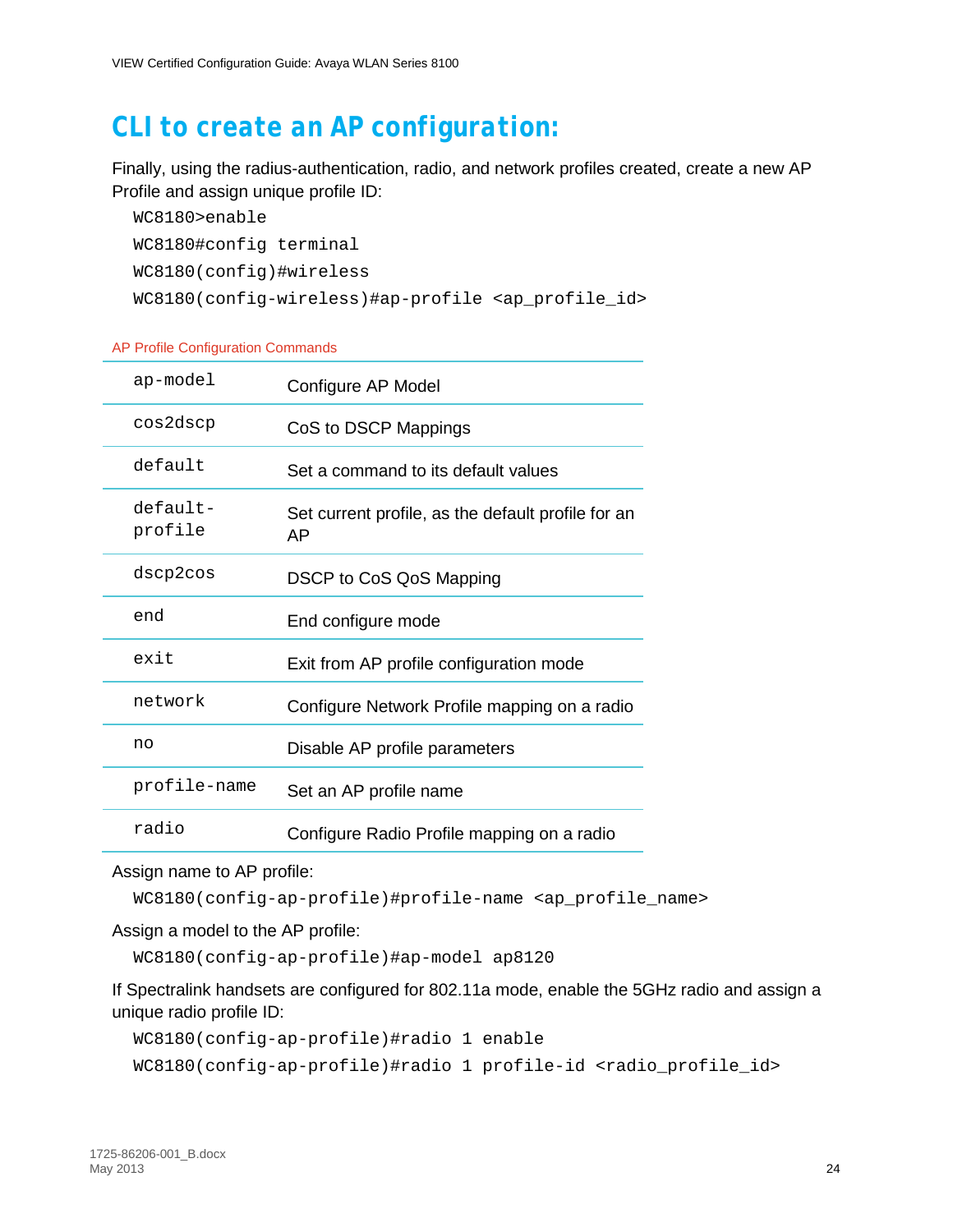## CLI to create an AP configuration:

Finally, using the radius-authentication, radio, and network profiles created, create a new AP Profile and assign unique profile ID:

```
WC8180>enable
WC8180#config terminal
WC8180(config)#wireless
WC8180(config-wireless)#ap-profile <ap_profile_id>
```

AP Profile Configuration Commands

| | |
|---|---|
| ap-model | Configure AP Model |
| cos2dscp | CoS to DSCP Mappings |
| default | Set a command to its default values |
| default-profile | Set current profile, as the default profile for an AP |
| dscp2cos | DSCP to CoS QoS Mapping |
| end | End configure mode |
| exit | Exit from AP profile configuration mode |
| network | Configure Network Profile mapping on a radio |
| no | Disable AP profile parameters |
| profile-name | Set an AP profile name |
| radio | Configure Radio Profile mapping on a radio |

Assign name to AP profile:

```
WC8180(config-ap-profile)#profile-name <ap_profile_name>
```

Assign a model to the AP profile:

```
WC8180(config-ap-profile)#ap-model ap8120
```

If Spectralink handsets are configured for 802.11a mode, enable the 5GHz radio and assign a unique radio profile ID:

```
WC8180(config-ap-profile)#radio 1 enable
WC8180(config-ap-profile)#radio 1 profile-id <radio_profile_id>
```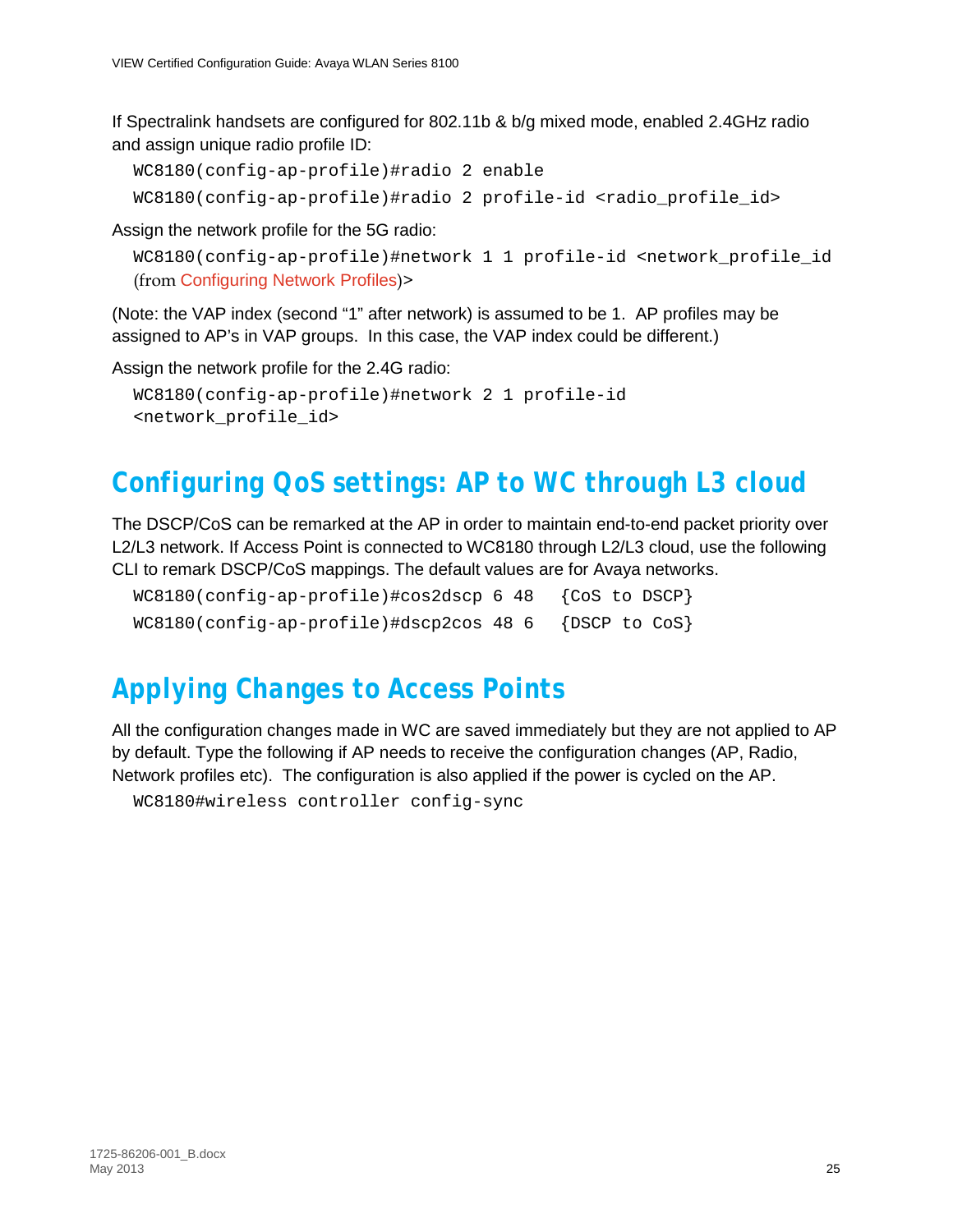If Spectralink handsets are configured for 802.11b & b/g mixed mode, enabled 2.4GHz radio and assign unique radio profile ID:

```
WC8180(config-ap-profile)#radio 2 enable
WC8180(config-ap-profile)#radio 2 profile-id <radio_profile_id>
```

Assign the network profile for the 5G radio:

```
WC8180(config-ap-profile)#network 1 1 profile-id <network_profile_id
(from Configuring Network Profiles)>
```

(Note: the VAP index (second "1" after network) is assumed to be 1. AP profiles may be assigned to AP's in VAP groups. In this case, the VAP index could be different.)

Assign the network profile for the 2.4G radio:

```
WC8180(config-ap-profile)#network 2 1 profile-id
<network_profile_id>
```

## Configuring QoS settings: AP to WC through L3 cloud

The DSCP/CoS can be remarked at the AP in order to maintain end-to-end packet priority over L2/L3 network. If Access Point is connected to WC8180 through L2/L3 cloud, use the following CLI to remark DSCP/CoS mappings. The default values are for Avaya networks.

```
WC8180(config-ap-profile)#cos2dscp 6 48   {CoS to DSCP}
WC8180(config-ap-profile)#dscp2cos 48 6   {DSCP to CoS}
```

## Applying Changes to Access Points

All the configuration changes made in WC are saved immediately but they are not applied to AP by default. Type the following if AP needs to receive the configuration changes (AP, Radio, Network profiles etc). The configuration is also applied if the power is cycled on the AP.

```
WC8180#wireless controller config-sync
```